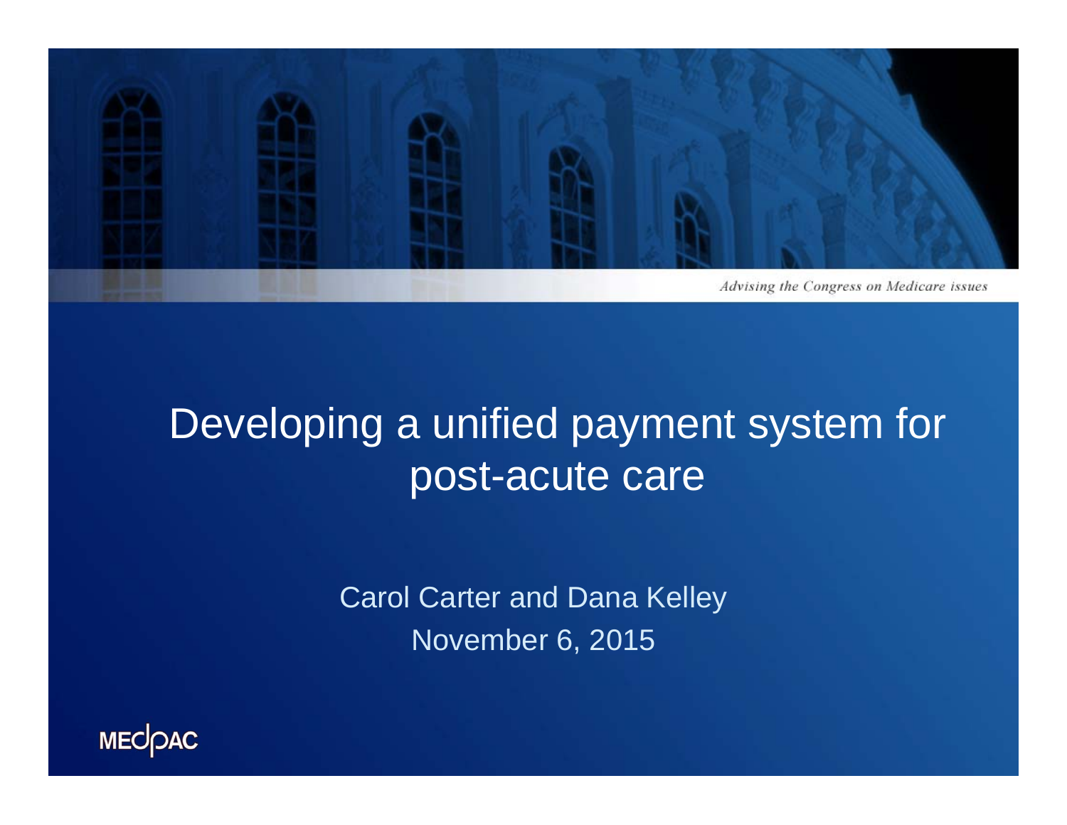Advising the Congress on Medicare issues

# Developing a unified payment system for post-acute care

Carol Carter and Dana Kelley

November 6, 2015

MEDPAC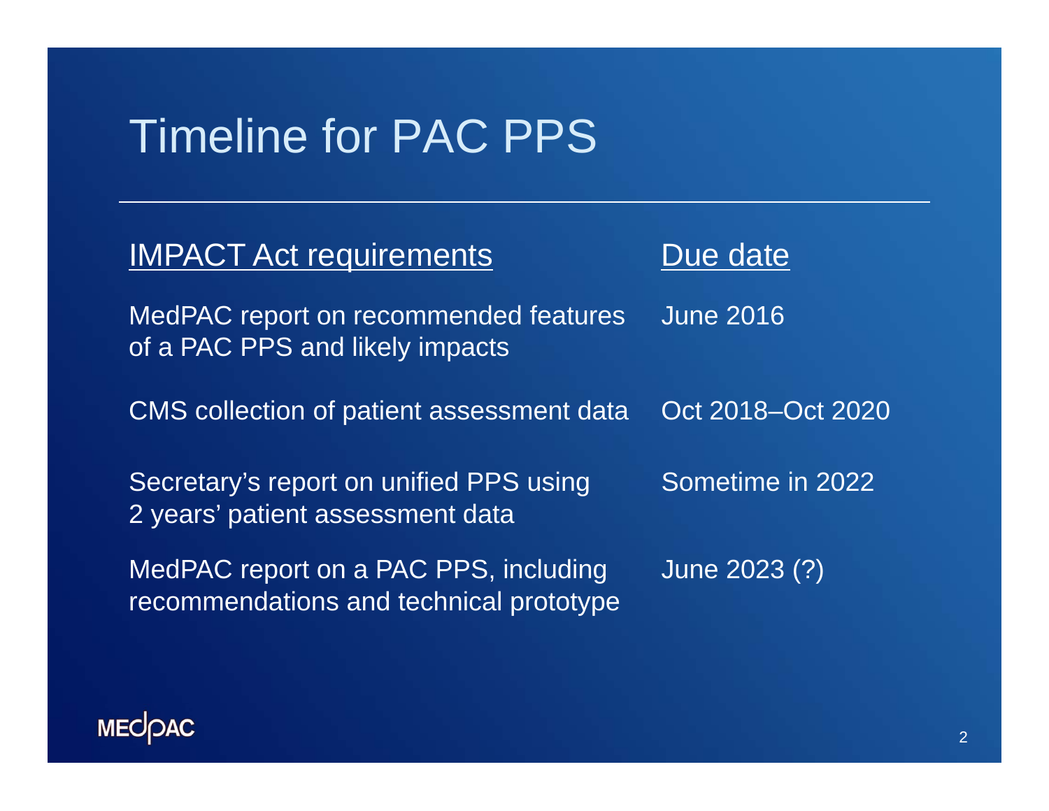# Timeline for PAC PPS

| IMPACT Act requirements | Due date |
| --- | --- |
| MedPAC report on recommended features of a PAC PPS and likely impacts | June 2016 |
| CMS collection of patient assessment data | Oct 2018–Oct 2020 |
| Secretary's report on unified PPS using 2 years' patient assessment data | Sometime in 2022 |
| MedPAC report on a PAC PPS, including recommendations and technical prototype | June 2023 (?) |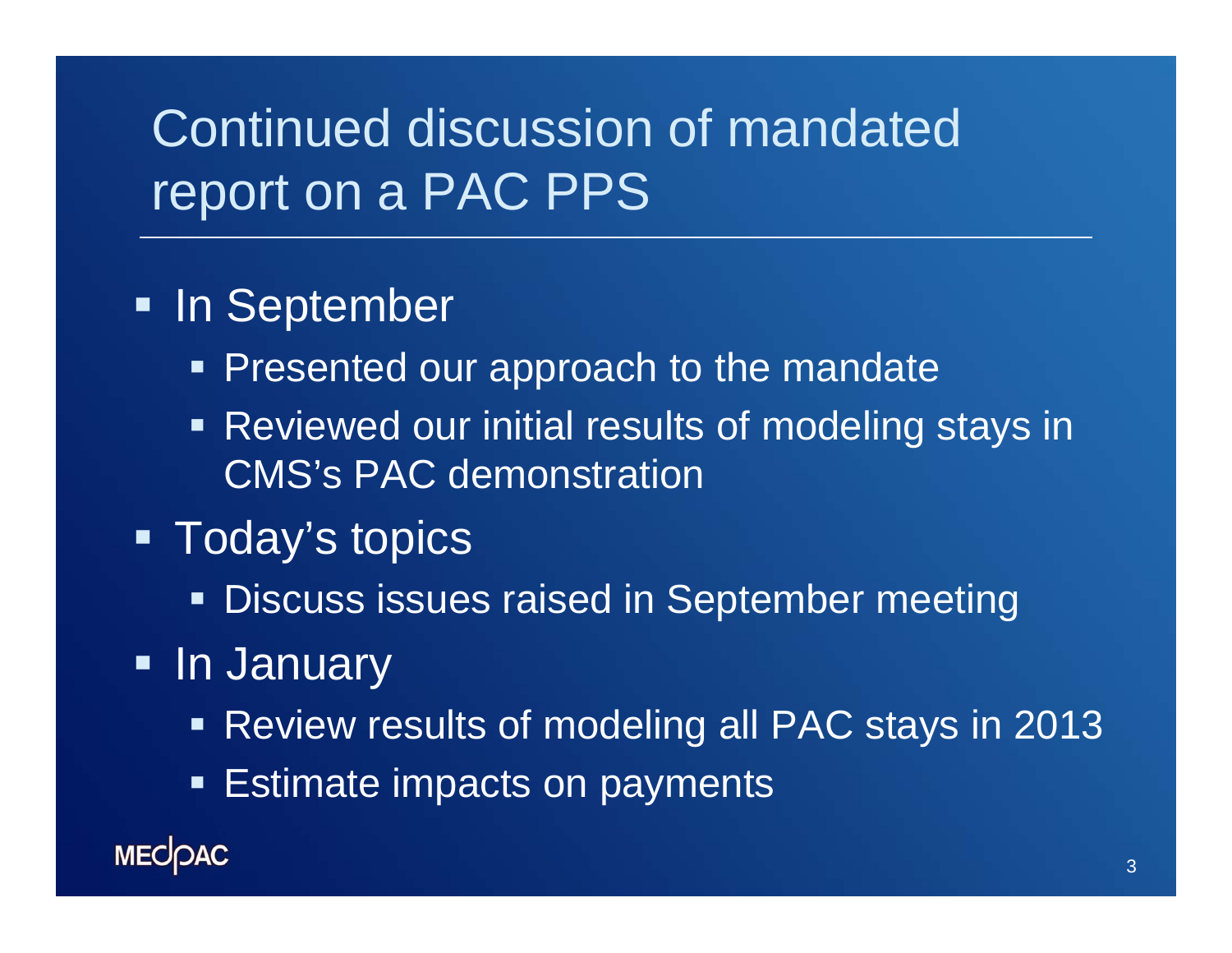# Continued discussion of mandated report on a PAC PPS

- In September
  - Presented our approach to the mandate
  - Reviewed our initial results of modeling stays in CMS's PAC demonstration
- Today's topics
  - Discuss issues raised in September meeting
- In January
  - Review results of modeling all PAC stays in 2013
  - Estimate impacts on payments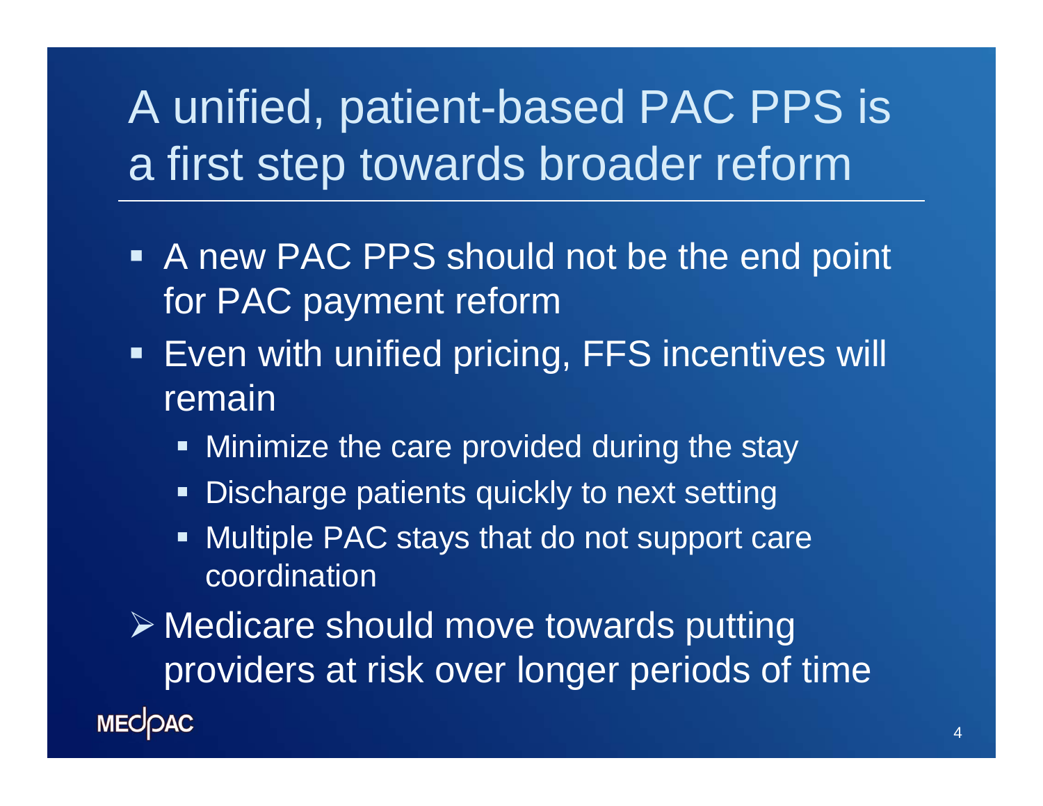# A unified, patient-based PAC PPS is a first step towards broader reform

- A new PAC PPS should not be the end point for PAC payment reform
- Even with unified pricing, FFS incentives will remain
  - Minimize the care provided during the stay
  - Discharge patients quickly to next setting
  - Multiple PAC stays that do not support care coordination

➢ Medicare should move towards putting providers at risk over longer periods of time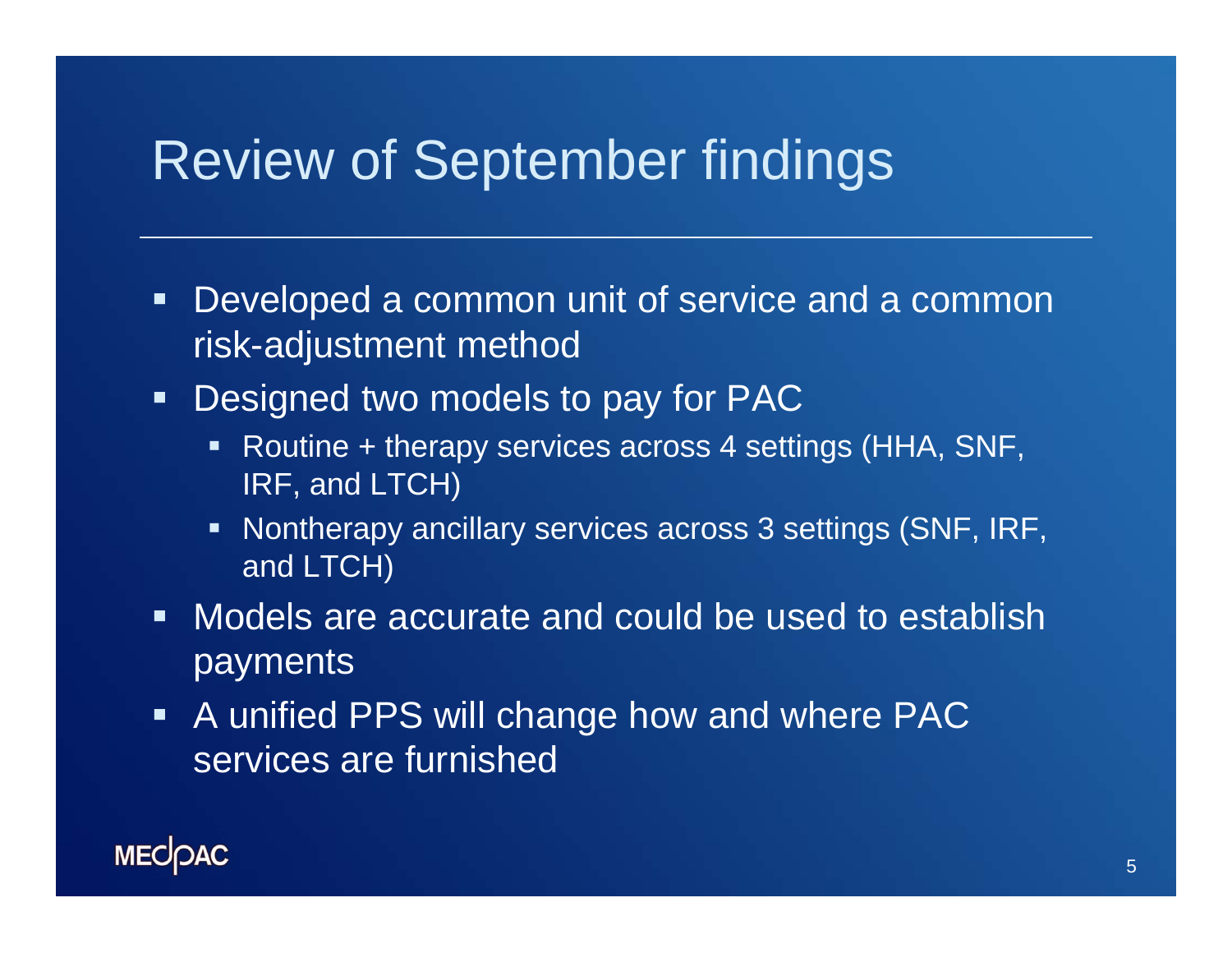# Review of September findings

- Developed a common unit of service and a common risk-adjustment method
- Designed two models to pay for PAC
  - Routine + therapy services across 4 settings (HHA, SNF, IRF, and LTCH)
  - Nontherapy ancillary services across 3 settings (SNF, IRF, and LTCH)
- Models are accurate and could be used to establish payments
- A unified PPS will change how and where PAC services are furnished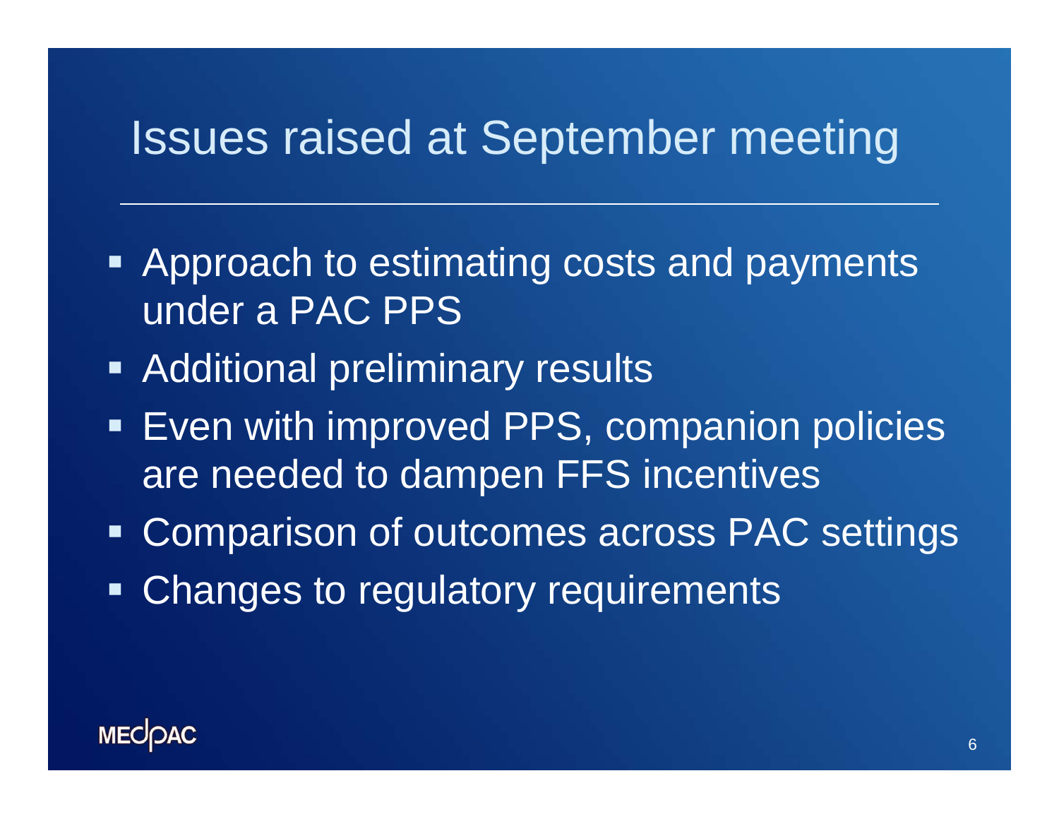# Issues raised at September meeting

- Approach to estimating costs and payments under a PAC PPS
- Additional preliminary results
- Even with improved PPS, companion policies are needed to dampen FFS incentives
- Comparison of outcomes across PAC settings
- Changes to regulatory requirements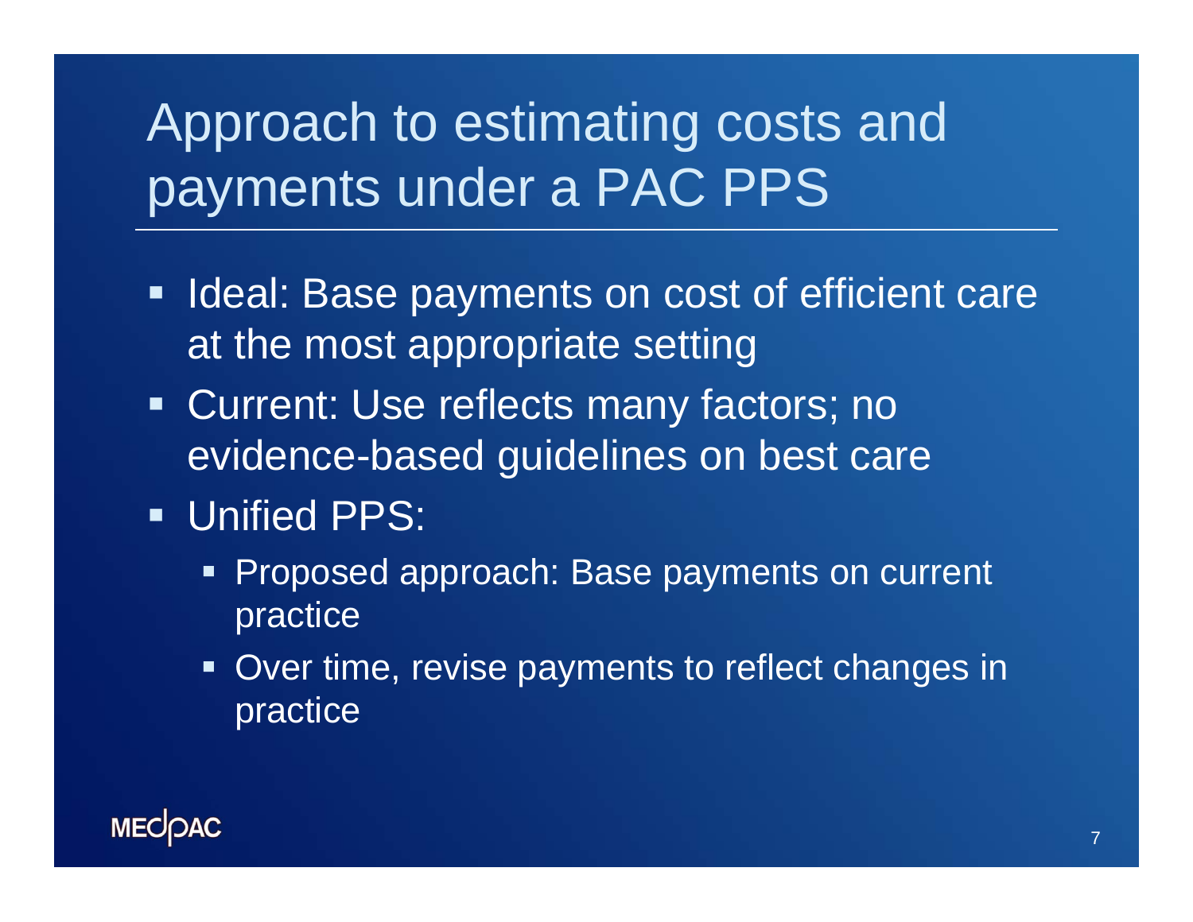# Approach to estimating costs and payments under a PAC PPS

- Ideal: Base payments on cost of efficient care at the most appropriate setting
- Current: Use reflects many factors; no evidence-based guidelines on best care
- Unified PPS:
  - Proposed approach: Base payments on current practice
  - Over time, revise payments to reflect changes in practice

MEDPAC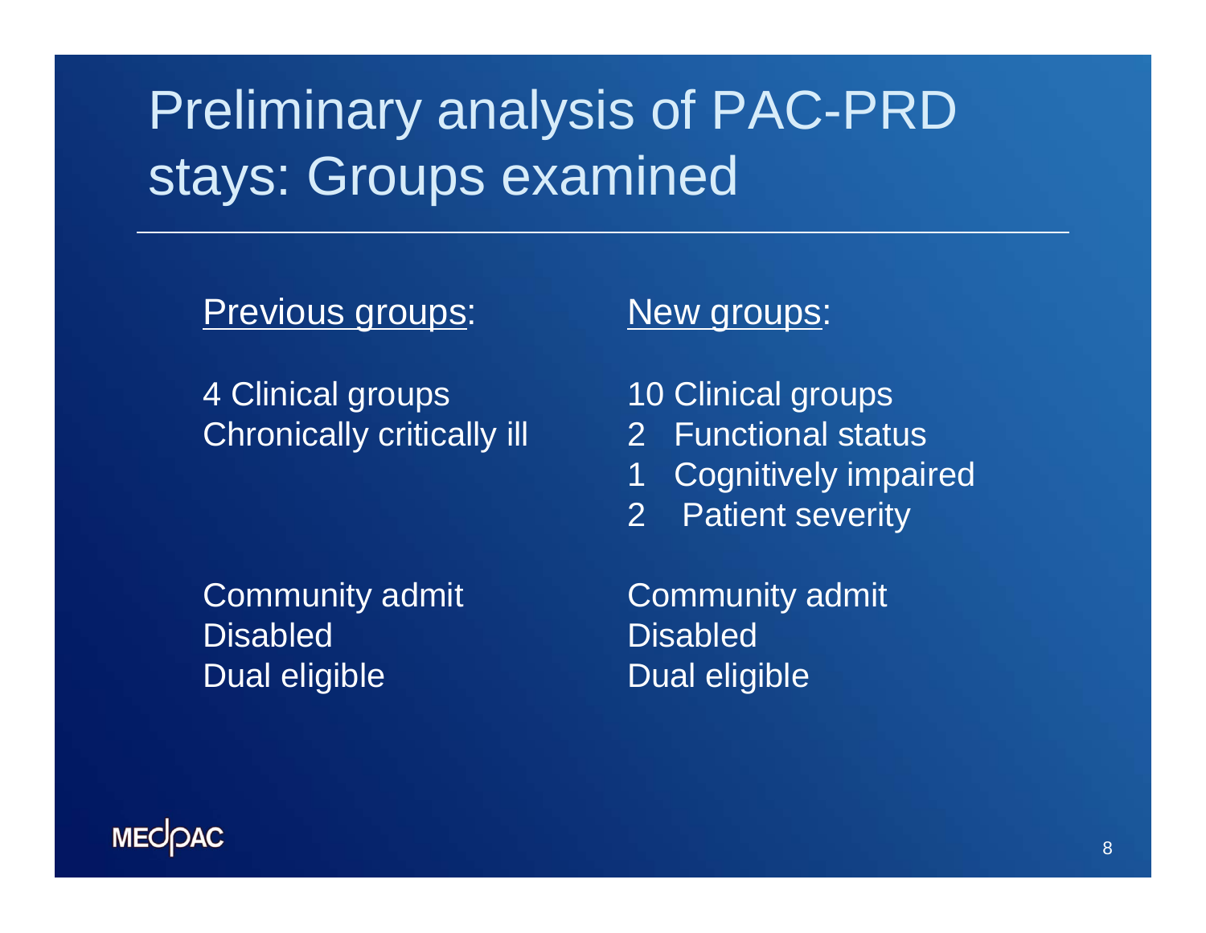# Preliminary analysis of PAC-PRD stays: Groups examined

| Previous groups: | New groups: |
| --- | --- |
| 4 Clinical groups | 10 Clinical groups |
| Chronically critically ill | 2 Functional status |
| | 1 Cognitively impaired |
| | 2 Patient severity |
| Community admit | Community admit |
| Disabled | Disabled |
| Dual eligible | Dual eligible |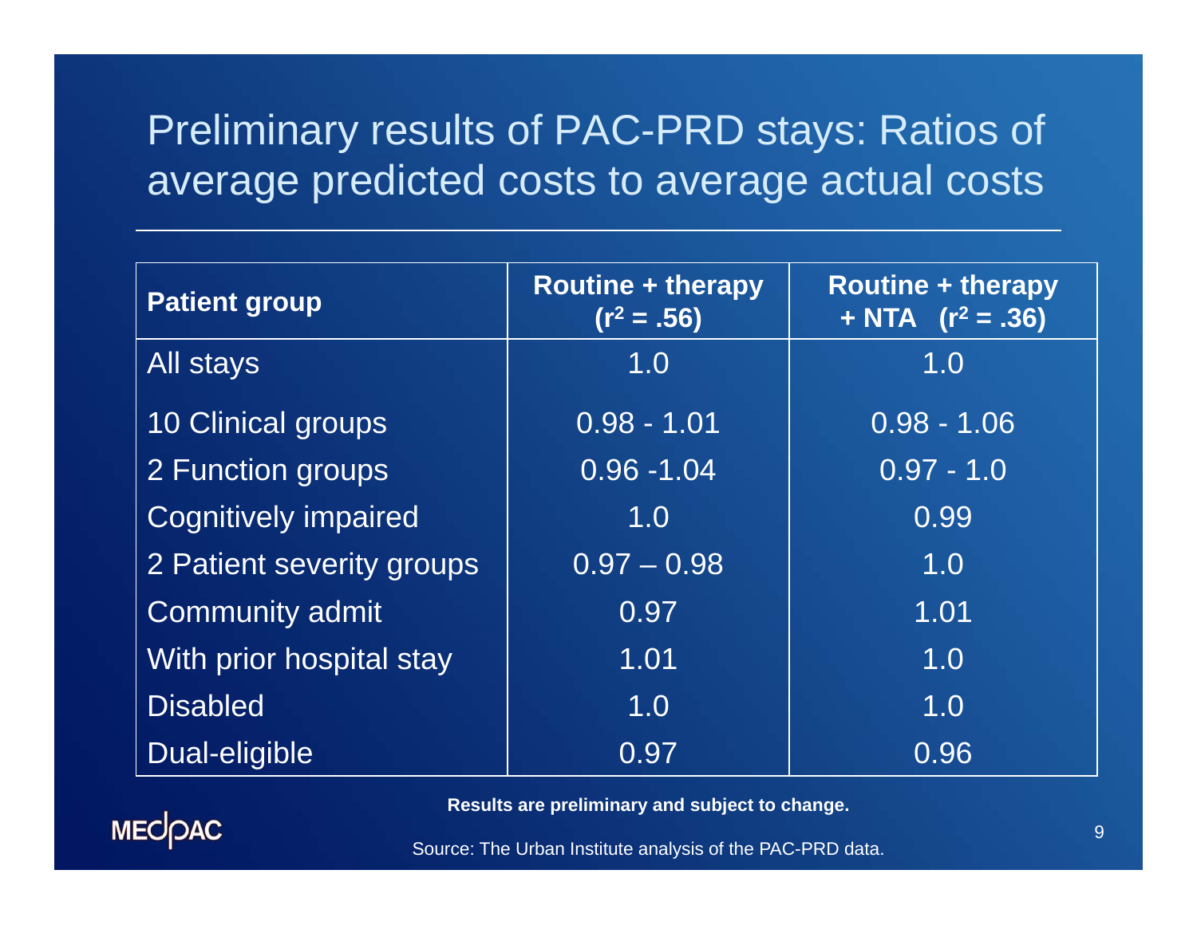# Preliminary results of PAC-PRD stays: Ratios of average predicted costs to average actual costs

| Patient group | Routine + therapy ($r^2$ = .56) | Routine + therapy + NTA ($r^2$ = .36) |
|---|---|---|
| All stays | 1.0 | 1.0 |
| 10 Clinical groups | 0.98 - 1.01 | 0.98 - 1.06 |
| 2 Function groups | 0.96 -1.04 | 0.97 - 1.0 |
| Cognitively impaired | 1.0 | 0.99 |
| 2 Patient severity groups | 0.97 – 0.98 | 1.0 |
| Community admit | 0.97 | 1.01 |
| With prior hospital stay | 1.01 | 1.0 |
| Disabled | 1.0 | 1.0 |
| Dual-eligible | 0.97 | 0.96 |

**Results are preliminary and subject to change.**

Source: The Urban Institute analysis of the PAC-PRD data.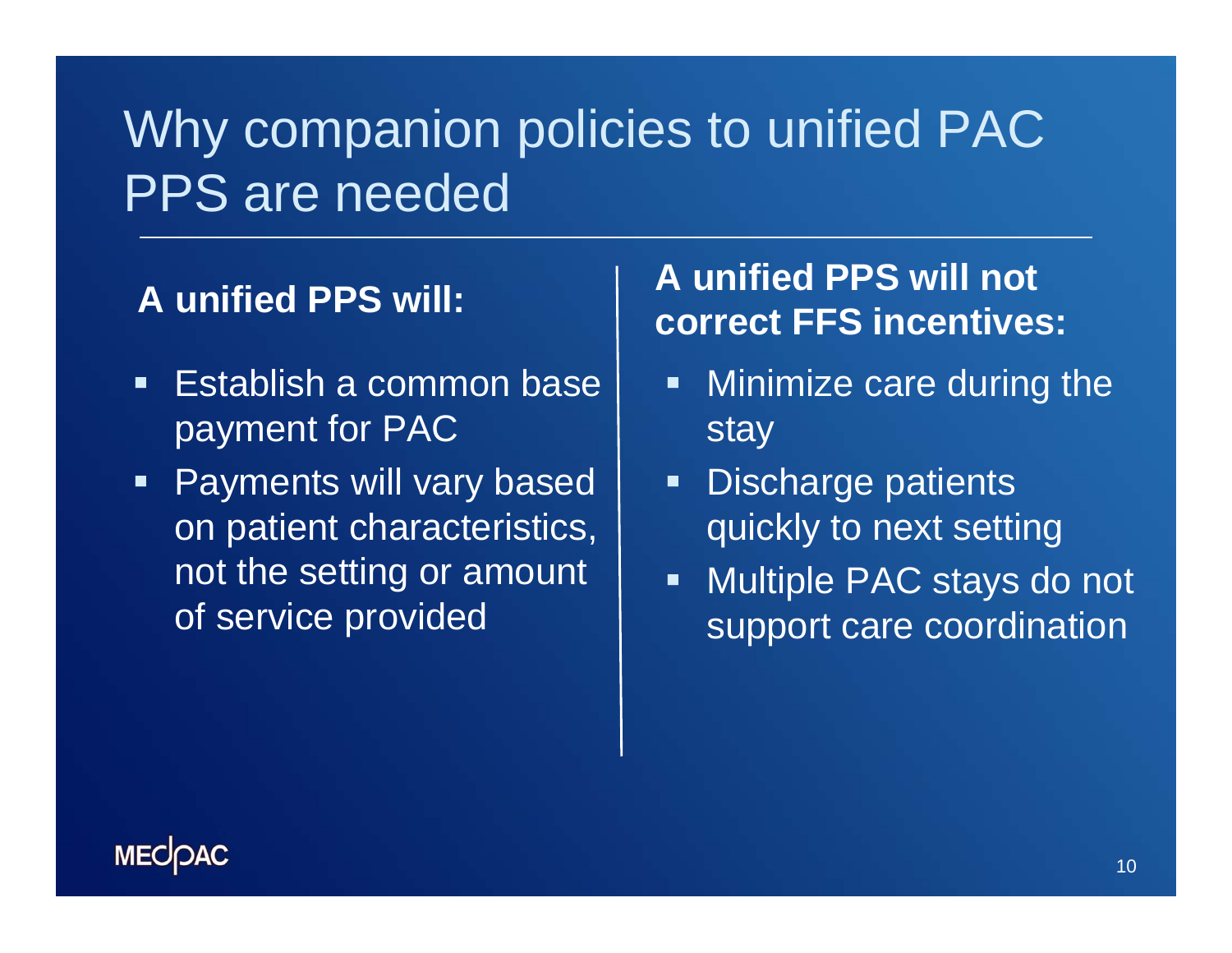# Why companion policies to unified PAC PPS are needed

**A unified PPS will:**

- Establish a common base payment for PAC
- Payments will vary based on patient characteristics, not the setting or amount of service provided

**A unified PPS will not correct FFS incentives:**

- Minimize care during the stay
- Discharge patients quickly to next setting
- Multiple PAC stays do not support care coordination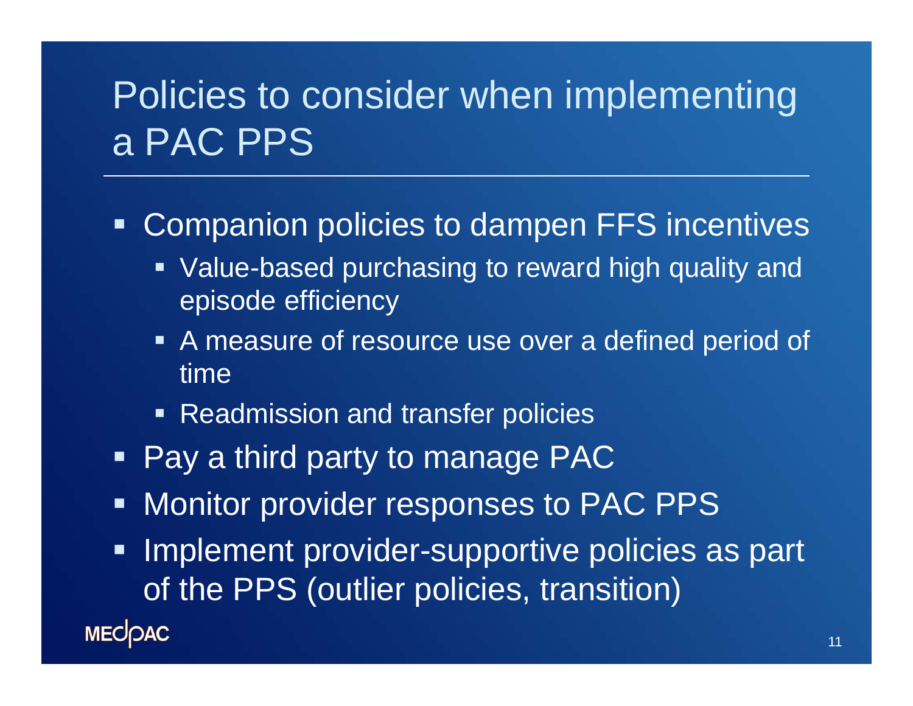# Policies to consider when implementing a PAC PPS

- Companion policies to dampen FFS incentives
  - Value-based purchasing to reward high quality and episode efficiency
  - A measure of resource use over a defined period of time
  - Readmission and transfer policies
- Pay a third party to manage PAC
- Monitor provider responses to PAC PPS
- Implement provider-supportive policies as part of the PPS (outlier policies, transition)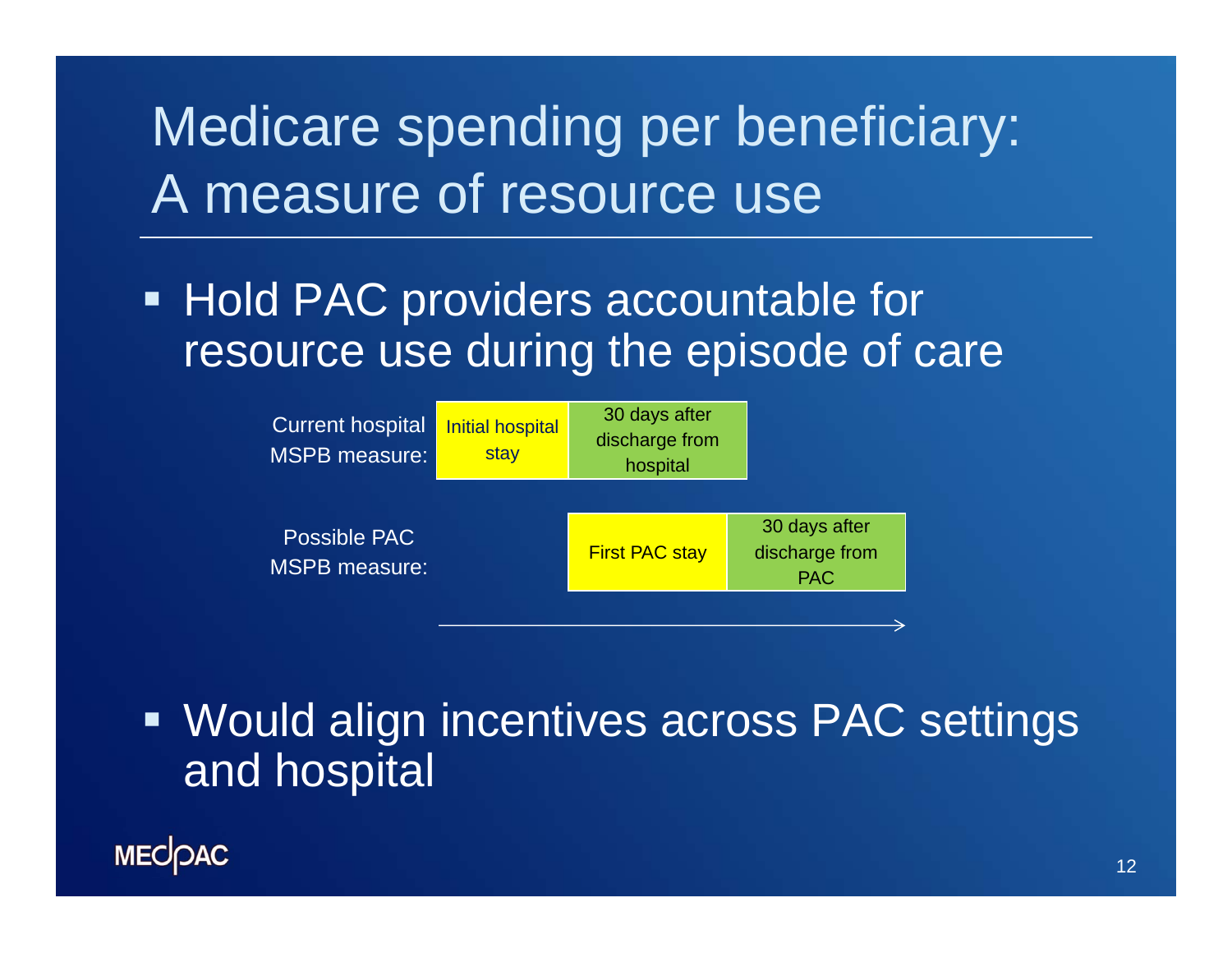# Medicare spending per beneficiary: A measure of resource use

- Hold PAC providers accountable for resource use during the episode of care

| | | | |
|---|---|---|---|
| Current hospital MSPB measure: | Initial hospital stay | 30 days after discharge from hospital | |
| Possible PAC MSPB measure: | | First PAC stay | 30 days after discharge from PAC |

- Would align incentives across PAC settings and hospital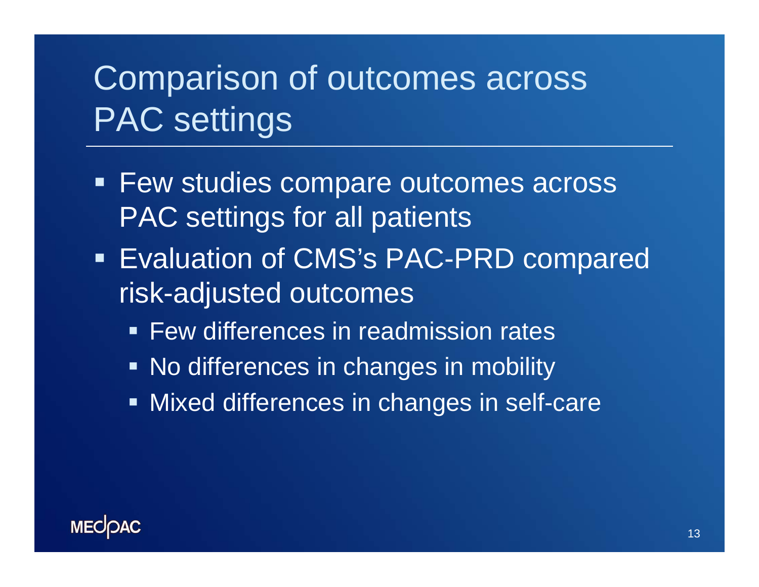# Comparison of outcomes across PAC settings

- Few studies compare outcomes across PAC settings for all patients
- Evaluation of CMS's PAC-PRD compared risk-adjusted outcomes
  - Few differences in readmission rates
  - No differences in changes in mobility
  - Mixed differences in changes in self-care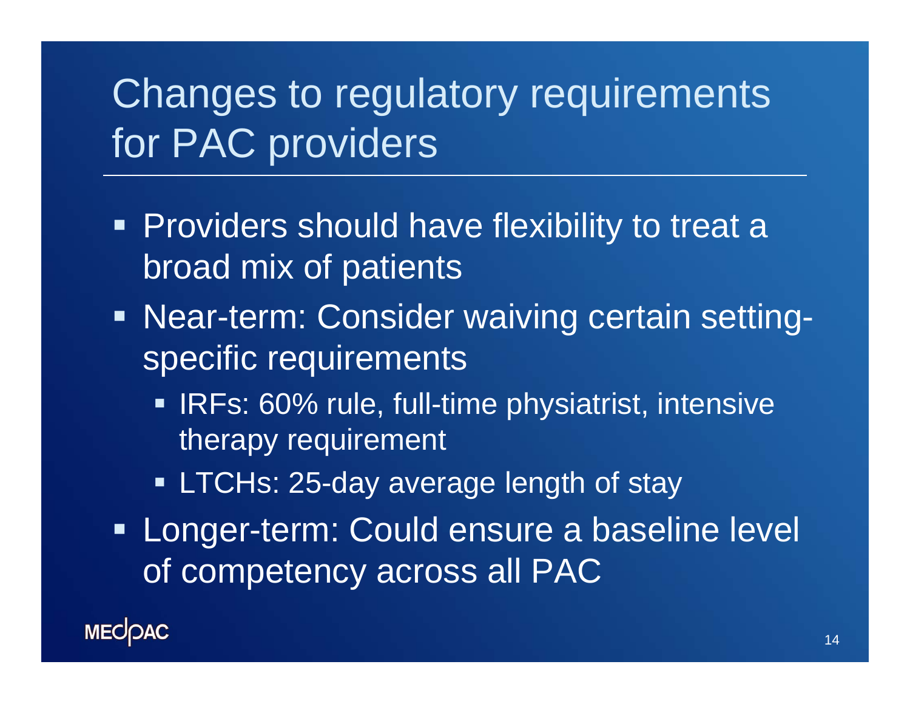# Changes to regulatory requirements for PAC providers

- Providers should have flexibility to treat a broad mix of patients
- Near-term: Consider waiving certain setting-specific requirements
  - IRFs: 60% rule, full-time physiatrist, intensive therapy requirement
  - LTCHs: 25-day average length of stay
- Longer-term: Could ensure a baseline level of competency across all PAC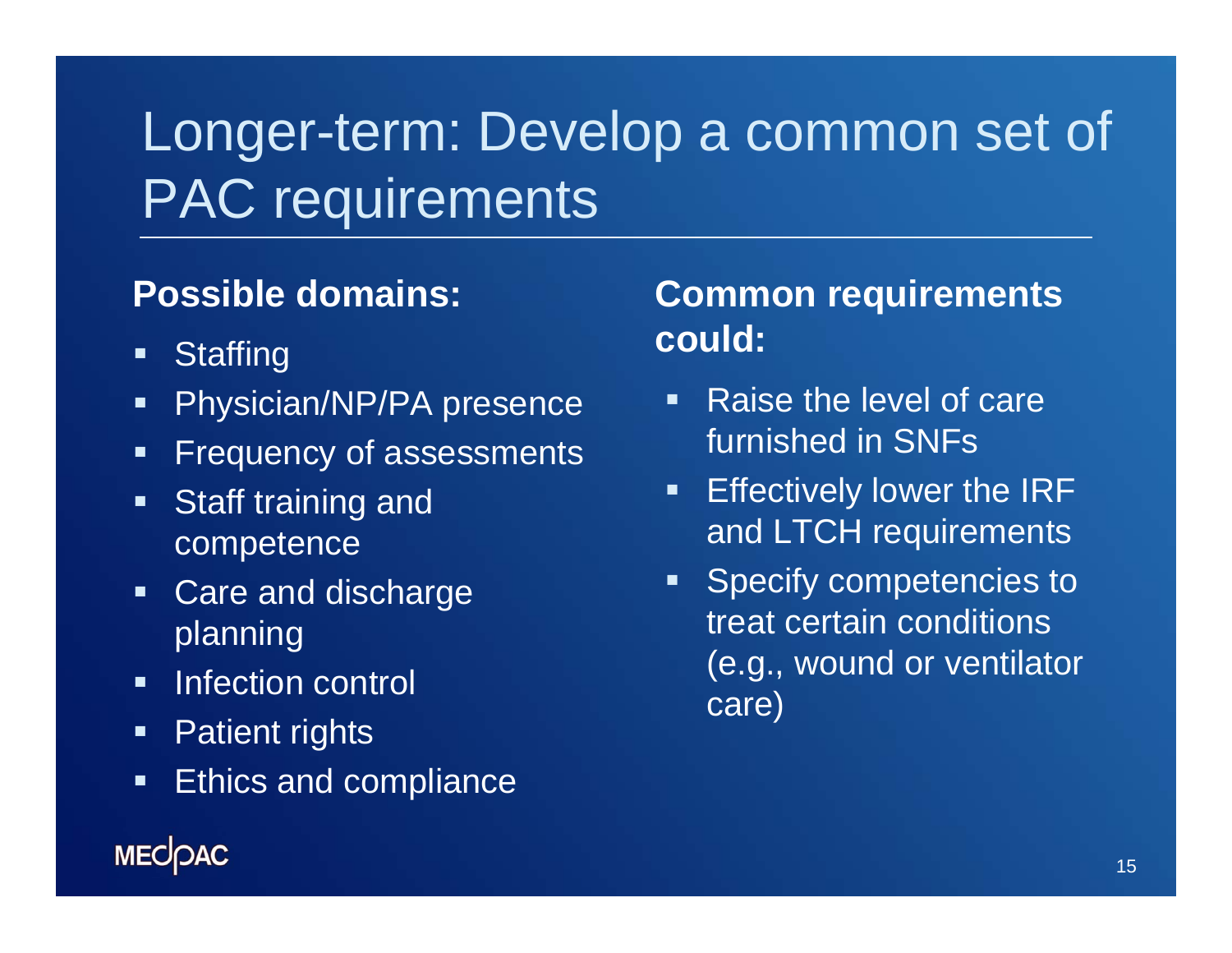# Longer-term: Develop a common set of PAC requirements

**Possible domains:**

- Staffing
- Physician/NP/PA presence
- Frequency of assessments
- Staff training and competence
- Care and discharge planning
- Infection control
- Patient rights
- Ethics and compliance

**Common requirements could:**

- Raise the level of care furnished in SNFs
- Effectively lower the IRF and LTCH requirements
- Specify competencies to treat certain conditions (e.g., wound or ventilator care)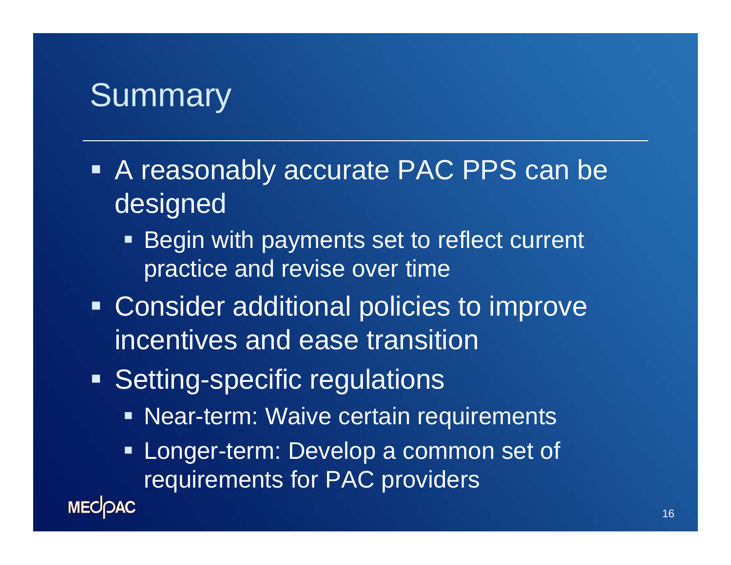# Summary

- A reasonably accurate PAC PPS can be designed
  - Begin with payments set to reflect current practice and revise over time
- Consider additional policies to improve incentives and ease transition
- Setting-specific regulations
  - Near-term: Waive certain requirements
  - Longer-term: Develop a common set of requirements for PAC providers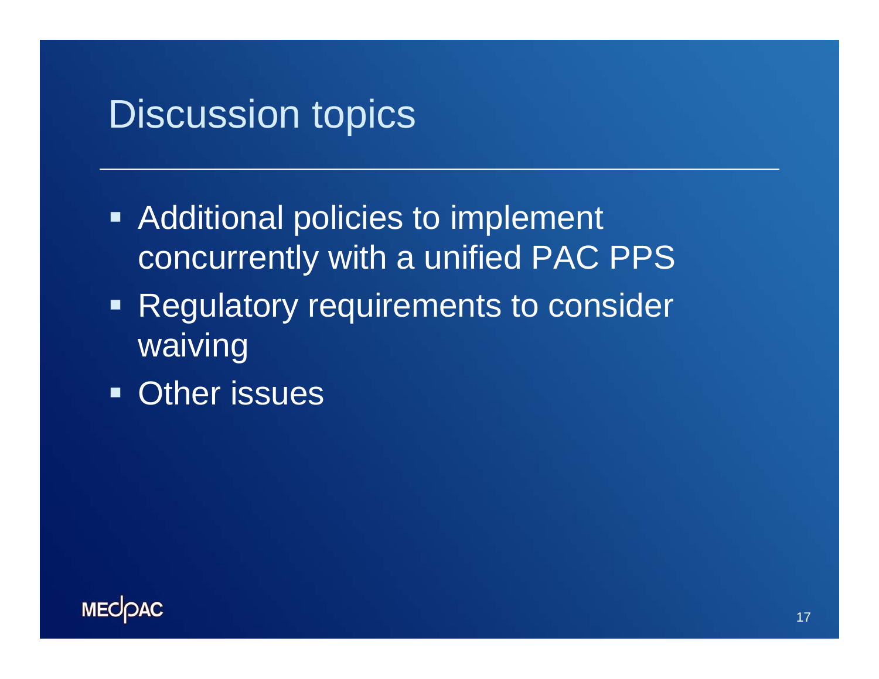# Discussion topics

- Additional policies to implement concurrently with a unified PAC PPS
- Regulatory requirements to consider waiving
- Other issues